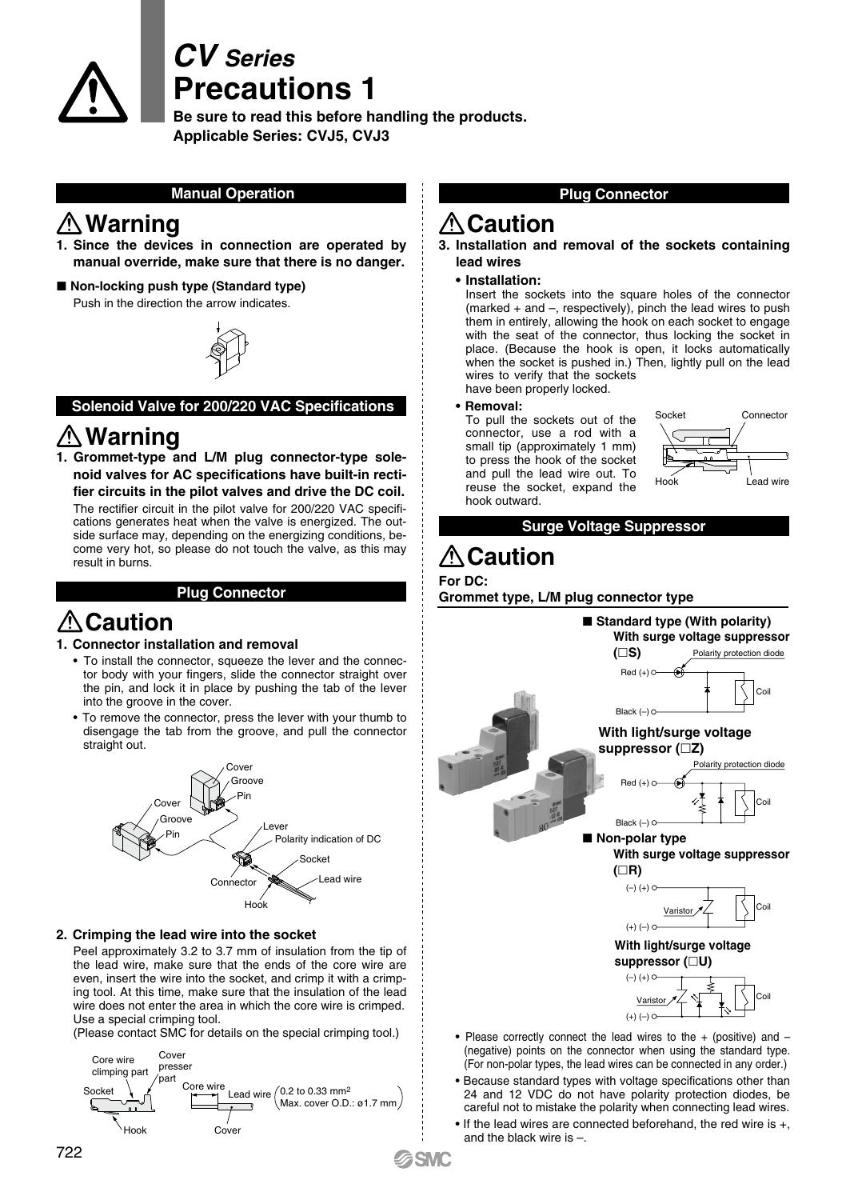# CV Series
# Precautions 1

**Be sure to read this before handling the products.**
**Applicable Series: CVJ5, CVJ3**

## Manual Operation

### ⚠ Warning

**1. Since the devices in connection are operated by manual override, make sure that there is no danger.**

■ **Non-locking push type (Standard type)**
Push in the direction the arrow indicates.

## Solenoid Valve for 200/220 VAC Specifications

### ⚠ Warning

**1. Grommet-type and L/M plug connector-type solenoid valves for AC specifications have built-in rectifier circuits in the pilot valves and drive the DC coil.**

The rectifier circuit in the pilot valve for 200/220 VAC specifications generates heat when the valve is energized. The outside surface may, depending on the energizing conditions, become very hot, so please do not touch the valve, as this may result in burns.

## Plug Connector

### ⚠ Caution

**1. Connector installation and removal**

- To install the connector, squeeze the lever and the connector body with your fingers, slide the connector straight over the pin, and lock it in place by pushing the tab of the lever into the groove in the cover.
- To remove the connector, press the lever with your thumb to disengage the tab from the groove, and pull the connector straight out.

Cover, Groove, Pin, Lever, Polarity indication of DC, Socket, Connector, Lead wire, Hook

**2. Crimping the lead wire into the socket**

Peel approximately 3.2 to 3.7 mm of insulation from the tip of the lead wire, make sure that the ends of the core wire are even, insert the wire into the socket, and crimp it with a crimping tool. At this time, make sure that the insulation of the lead wire does not enter the area in which the core wire is crimped. Use a special crimping tool.
(Please contact SMC for details on the special crimping tool.)

Core wire climping part, Cover presser part, Socket, Hook, Core wire, Lead wire (0.2 to 0.33 mm² Max. cover O.D.: ø1.7 mm), Cover

## Plug Connector

### ⚠ Caution

**3. Installation and removal of the sockets containing lead wires**

- **Installation:**
Insert the sockets into the square holes of the connector (marked + and –, respectively), pinch the lead wires to push them in entirely, allowing the hook on each socket to engage with the seat of the connector, thus locking the socket in place. (Because the hook is open, it locks automatically when the socket is pushed in.) Then, lightly pull on the lead wires to verify that the sockets have been properly locked.
- **Removal:**
To pull the sockets out of the connector, use a rod with a small tip (approximately 1 mm) to press the hook of the socket and pull the lead wire out. To reuse the socket, expand the hook outward.

Socket, Connector, Hook, Lead wire

## Surge Voltage Suppressor

### ⚠ Caution

**For DC:**
**Grommet type, L/M plug connector type**

■ **Standard type (With polarity)**

**With surge voltage suppressor (□S)**

Red (+), Black (–), Polarity protection diode, Coil

**With light/surge voltage suppressor (□Z)**

Red (+), Black (–), Polarity protection diode, Coil

■ **Non-polar type**

**With surge voltage suppressor (□R)**

(–) (+), (+) (–), Varistor, Coil

**With light/surge voltage suppressor (□U)**

(–) (+), (+) (–), Varistor, Coil

- Please correctly connect the lead wires to the + (positive) and – (negative) points on the connector when using the standard type. (For non-polar types, the lead wires can be connected in any order.)
- Because standard types with voltage specifications other than 24 and 12 VDC do not have polarity protection diodes, be careful not to mistake the polarity when connecting lead wires.
- If the lead wires are connected beforehand, the red wire is +, and the black wire is –.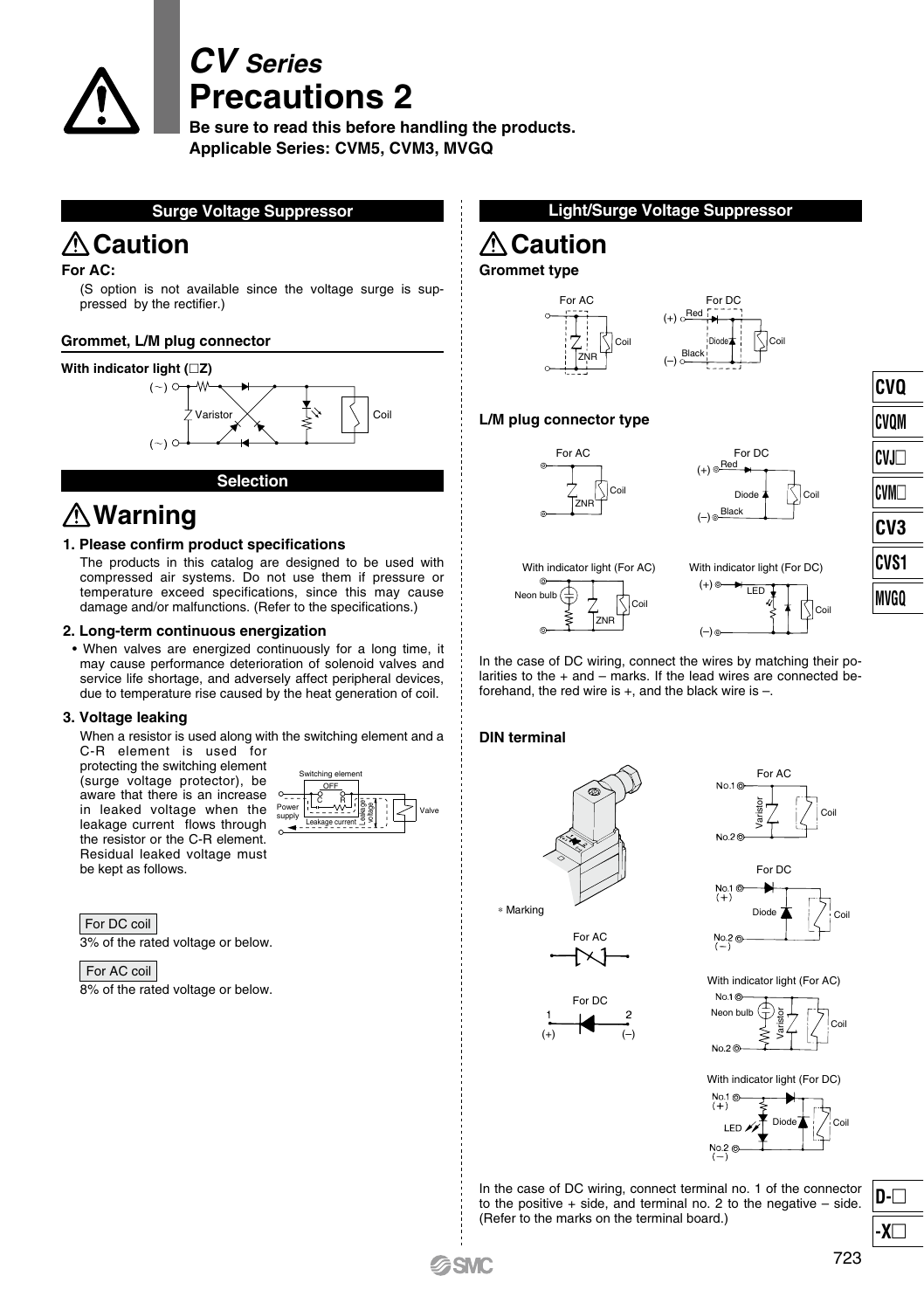# CV Series Precautions 2

**Be sure to read this before handling the products.**
**Applicable Series: CVM5, CVM3, MVGQ**

## Surge Voltage Suppressor

### ⚠ Caution

**For AC:**

(S option is not available since the voltage surge is suppressed by the rectifier.)

#### Grommet, L/M plug connector

**With indicator light (□Z)**

## Selection

### ⚠ Warning

**1. Please confirm product specifications**

The products in this catalog are designed to be used with compressed air systems. Do not use them if pressure or temperature exceed specifications, since this may cause damage and/or malfunctions. (Refer to the specifications.)

**2. Long-term continuous energization**

- When valves are energized continuously for a long time, it may cause performance deterioration of solenoid valves and service life shortage, and adversely affect peripheral devices, due to temperature rise caused by the heat generation of coil.

**3. Voltage leaking**

When a resistor is used along with the switching element and a C-R element is used for protecting the switching element (surge voltage protector), be aware that there is an increase in leaked voltage when the leakage current flows through the resistor or the C-R element. Residual leaked voltage must be kept as follows.

For DC coil
3% of the rated voltage or below.

For AC coil
8% of the rated voltage or below.

## Light/Surge Voltage Suppressor

### ⚠ Caution

#### Grommet type

#### L/M plug connector type

In the case of DC wiring, connect the wires by matching their polarities to the + and – marks. If the lead wires are connected beforehand, the red wire is +, and the black wire is –.

#### DIN terminal

In the case of DC wiring, connect terminal no. 1 of the connector to the positive + side, and terminal no. 2 to the negative – side. (Refer to the marks on the terminal board.)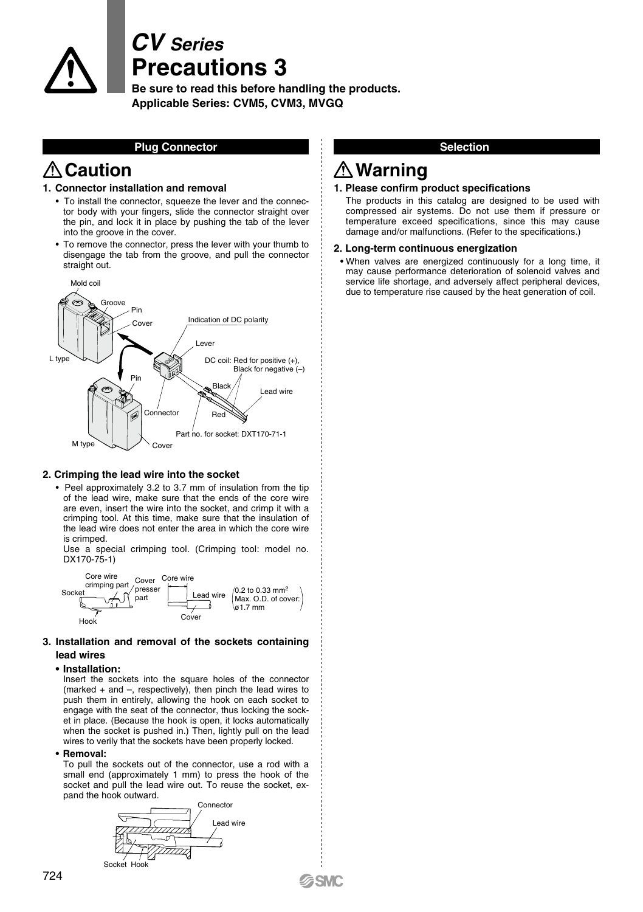# CV Series Precautions 3

**Be sure to read this before handling the products.**
**Applicable Series: CVM5, CVM3, MVGQ**

## Plug Connector

### ⚠ Caution

**1. Connector installation and removal**

- To install the connector, squeeze the lever and the connector body with your fingers, slide the connector straight over the pin, and lock it in place by pushing the tab of the lever into the groove in the cover.
- To remove the connector, press the lever with your thumb to disengage the tab from the groove, and pull the connector straight out.

Mold coil
Groove
Pin
Cover
Indication of DC polarity
Lever
L type
DC coil: Red for positive (+), Black for negative (–)
Pin
Black
Lead wire
Connector
Red
Part no. for socket: DXT170-71-1
M type
Cover

**2. Crimping the lead wire into the socket**

- Peel approximately 3.2 to 3.7 mm of insulation from the tip of the lead wire, make sure that the ends of the core wire are even, insert the wire into the socket, and crimp it with a crimping tool. At this time, make sure that the insulation of the lead wire does not enter the area in which the core wire is crimped.
  Use a special crimping tool. (Crimping tool: model no. DX170-75-1)

Core wire crimping part
Cover presser part
Socket
Hook
Core wire
Lead wire
Cover
(0.2 to 0.33 mm$^2$ Max. O.D. of cover: ø1.7 mm)

**3. Installation and removal of the sockets containing lead wires**

- **Installation:**
  Insert the sockets into the square holes of the connector (marked + and –, respectively), then pinch the lead wires to push them in entirely, allowing the hook on each socket to engage with the seat of the connector, thus locking the socket in place. (Because the hook is open, it locks automatically when the socket is pushed in.) Then, lightly pull on the lead wires to verify that the sockets have been properly locked.
- **Removal:**
  To pull the sockets out of the connector, use a rod with a small end (approximately 1 mm) to press the hook of the socket and pull the lead wire out. To reuse the socket, expand the hook outward.

Connector
Lead wire
Socket Hook

## Selection

### ⚠ Warning

**1. Please confirm product specifications**

The products in this catalog are designed to be used with compressed air systems. Do not use them if pressure or temperature exceed specifications, since this may cause damage and/or malfunctions. (Refer to the specifications.)

**2. Long-term continuous energization**

- When valves are energized continuously for a long time, it may cause performance deterioration of solenoid valves and service life shortage, and adversely affect peripheral devices, due to temperature rise caused by the heat generation of coil.